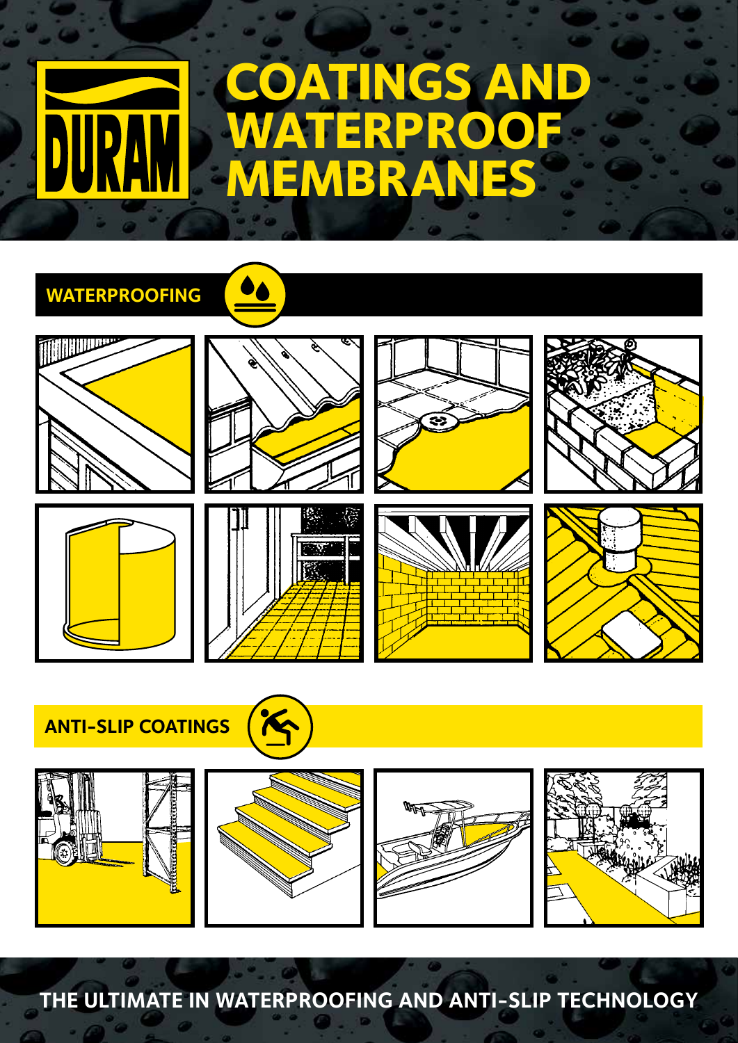DURAM

# COATINGS AND WATERPROOF MEMBRANES

## WATERPROOFING

## ANTI-SLIP COATINGS

THE ULTIMATE IN WATERPROOFING AND ANTI-SLIP TECHNOLOGY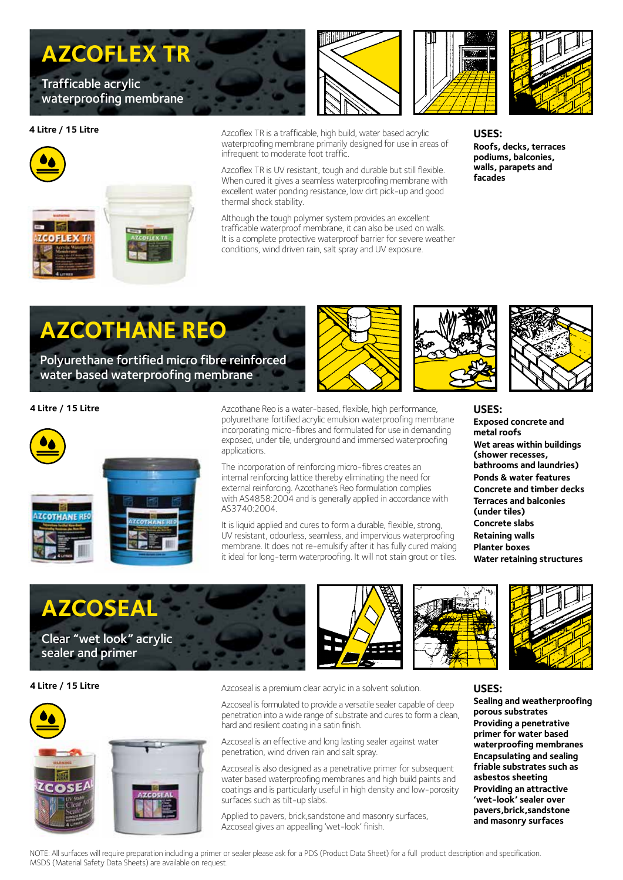# AZCOFLEX TR

Trafficable acrylic waterproofing membrane

**4 Litre / 15 Litre**

Azcoflex TR is a trafficable, high build, water based acrylic waterproofing membrane primarily designed for use in areas of infrequent to moderate foot traffic.

Azcoflex TR is UV resistant, tough and durable but still flexible. When cured it gives a seamless waterproofing membrane with excellent water ponding resistance, low dirt pick-up and good thermal shock stability.

Although the tough polymer system provides an excellent trafficable waterproof membrane, it can also be used on walls. It is a complete protective waterproof barrier for severe weather conditions, wind driven rain, salt spray and UV exposure.

### USES:

**Roofs, decks, terraces podiums, balconies, walls, parapets and facades**

# AZCOTHANE REO

Polyurethane fortified micro fibre reinforced water based waterproofing membrane

**4 Litre / 15 Litre**

Azcothane Reo is a water-based, flexible, high performance, polyurethane fortified acrylic emulsion waterproofing membrane incorporating micro-fibres and formulated for use in demanding exposed, under tile, underground and immersed waterproofing applications.

The incorporation of reinforcing micro-fibres creates an internal reinforcing lattice thereby eliminating the need for external reinforcing. Azcothane's Reo formulation complies with AS4858:2004 and is generally applied in accordance with AS3740:2004.

It is liquid applied and cures to form a durable, flexible, strong, UV resistant, odourless, seamless, and impervious waterproofing membrane. It does not re-emulsify after it has fully cured making it ideal for long-term waterproofing. It will not stain grout or tiles.

### USES:

**Exposed concrete and metal roofs**

**Wet areas within buildings (shower recesses, bathrooms and laundries)**

**Ponds & water features**

**Concrete and timber decks**

**Terraces and balconies (under tiles)**

**Concrete slabs**

**Retaining walls**

**Planter boxes**

**Water retaining structures**

# AZCOSEAL

Clear "wet look" acrylic sealer and primer

**4 Litre / 15 Litre**

Azcoseal is a premium clear acrylic in a solvent solution.

Azcoseal is formulated to provide a versatile sealer capable of deep penetration into a wide range of substrate and cures to form a clean, hard and resilient coating in a satin finish.

Azcoseal is an effective and long lasting sealer against water penetration, wind driven rain and salt spray.

Azcoseal is also designed as a penetrative primer for subsequent water based waterproofing membranes and high build paints and coatings and is particularly useful in high density and low-porosity surfaces such as tilt-up slabs.

Applied to pavers, brick,sandstone and masonry surfaces, Azcoseal gives an appealling 'wet-look' finish.

### USES:

**Sealing and weatherproofing porous substrates**

**Providing a penetrative primer for water based waterproofing membranes**

**Encapsulating and sealing friable substrates such as asbestos sheeting**

**Providing an attractive 'wet-look' sealer over pavers,brick,sandstone and masonry surfaces**

NOTE: All surfaces will require preparation including a primer or sealer please ask for a PDS (Product Data Sheet) for a full product description and specification. MSDS (Material Safety Data Sheets) are available on request.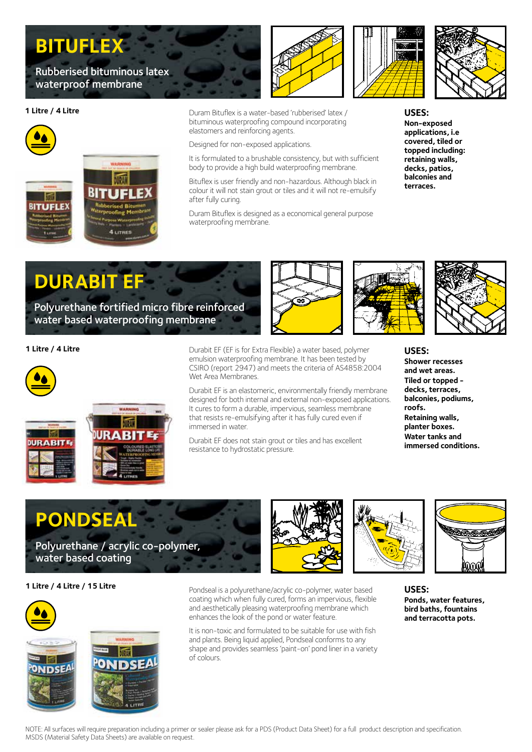# BITUFLEX

## Rubberised bituminous latex waterproof membrane

**1 Litre / 4 Litre**

Duram Bituflex is a water-based 'rubberised' latex / bituminous waterproofing compound incorporating elastomers and reinforcing agents.

Designed for non-exposed applications.

It is formulated to a brushable consistency, but with sufficient body to provide a high build waterproofing membrane.

Bituflex is user friendly and non-hazardous. Although black in colour it will not stain grout or tiles and it will not re-emulsify after fully curing.

Duram Bituflex is designed as a economical general purpose waterproofing membrane.

### USES:

**Non-exposed applications, i.e covered, tiled or topped including: retaining walls, decks, patios, balconies and terraces.**

# DURABIT EF

## Polyurethane fortified micro fibre reinforced water based waterproofing membrane

**1 Litre / 4 Litre**

Durabit EF (EF is for Extra Flexible) a water based, polymer emulsion waterproofing membrane. It has been tested by CSIRO (report 2947) and meets the criteria of AS4858:2004 Wet Area Membranes.

Durabit EF is an elastomeric, environmentally friendly membrane designed for both internal and external non-exposed applications. It cures to form a durable, impervious, seamless membrane that resists re-emulsifying after it has fully cured even if immersed in water.

Durabit EF does not stain grout or tiles and has excellent resistance to hydrostatic pressure.

### USES:

**Shower recesses and wet areas.**

**Tiled or topped - decks, terraces, balconies, podiums, roofs.**

**Retaining walls, planter boxes.**

**Water tanks and immersed conditions.**

# PONDSEAL

## Polyurethane / acrylic co-polymer, water based coating

**1 Litre / 4 Litre / 15 Litre**

Pondseal is a polyurethane/acrylic co-polymer, water based coating which when fully cured, forms an impervious, flexible and aesthetically pleasing waterproofing membrane which enhances the look of the pond or water feature.

It is non-toxic and formulated to be suitable for use with fish and plants. Being liquid applied, Pondseal conforms to any shape and provides seamless 'paint-on' pond liner in a variety of colours.

### USES:

**Ponds, water features, bird baths, fountains and terracotta pots.**

NOTE: All surfaces will require preparation including a primer or sealer please ask for a PDS (Product Data Sheet) for a full product description and specification. MSDS (Material Safety Data Sheets) are available on request.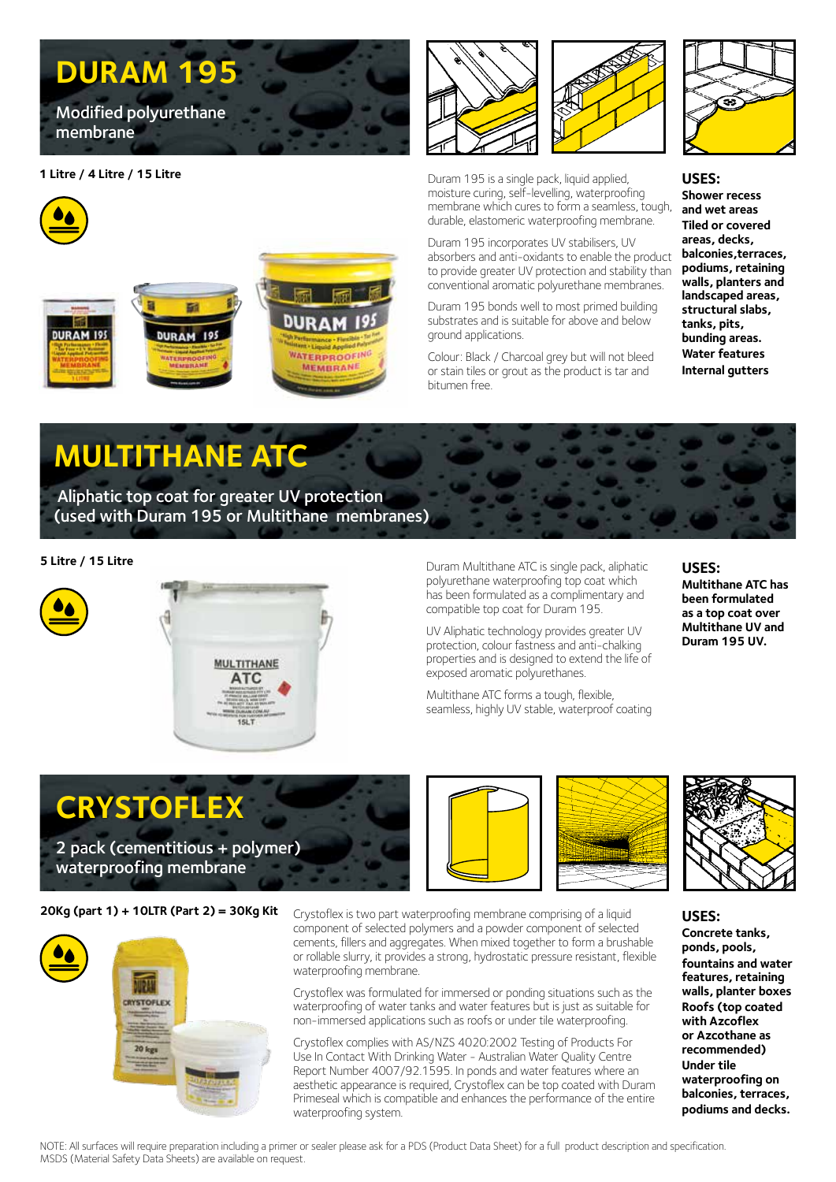# DURAM 195

Modified polyurethane membrane

**1 Litre / 4 Litre / 15 Litre**

Duram 195 is a single pack, liquid applied, moisture curing, self-levelling, waterproofing membrane which cures to form a seamless, tough, durable, elastomeric waterproofing membrane.

Duram 195 incorporates UV stabilisers, UV absorbers and anti-oxidants to enable the product to provide greater UV protection and stability than conventional aromatic polyurethane membranes.

Duram 195 bonds well to most primed building substrates and is suitable for above and below ground applications.

Colour: Black / Charcoal grey but will not bleed or stain tiles or grout as the product is tar and bitumen free.

**USES:**

**Shower recess and wet areas**
**Tiled or covered areas, decks, balconies,terraces, podiums, retaining walls, planters and landscaped areas, structural slabs, tanks, pits, bunding areas.**
**Water features**
**Internal gutters**

# MULTITHANE ATC

Aliphatic top coat for greater UV protection (used with Duram 195 or Multithane membranes)

**5 Litre / 15 Litre**

Duram Multithane ATC is single pack, aliphatic polyurethane waterproofing top coat which has been formulated as a complimentary and compatible top coat for Duram 195.

UV Aliphatic technology provides greater UV protection, colour fastness and anti-chalking properties and is designed to extend the life of exposed aromatic polyurethanes.

Multithane ATC forms a tough, flexible, seamless, highly UV stable, waterproof coating

**USES:**

**Multithane ATC has been formulated as a top coat over Multithane UV and Duram 195 UV.**

# CRYSTOFLEX

2 pack (cementitious + polymer) waterproofing membrane

**20Kg (part 1) + 10LTR (Part 2) = 30Kg Kit**

Crystoflex is two part waterproofing membrane comprising of a liquid component of selected polymers and a powder component of selected cements, fillers and aggregates. When mixed together to form a brushable or rollable slurry, it provides a strong, hydrostatic pressure resistant, flexible waterproofing membrane.

Crystoflex was formulated for immersed or ponding situations such as the waterproofing of water tanks and water features but is just as suitable for non-immersed applications such as roofs or under tile waterproofing.

Crystoflex complies with AS/NZS 4020:2002 Testing of Products For Use In Contact With Drinking Water - Australian Water Quality Centre Report Number 4007/92.1595. In ponds and water features where an aesthetic appearance is required, Crystoflex can be top coated with Duram Primeseal which is compatible and enhances the performance of the entire waterproofing system.

**USES:**

**Concrete tanks, ponds, pools, fountains and water features, retaining walls, planter boxes**
**Roofs (top coated with Azcoflex or Azcothane as recommended)**
**Under tile waterproofing on balconies, terraces, podiums and decks.**

NOTE: All surfaces will require preparation including a primer or sealer please ask for a PDS (Product Data Sheet) for a full product description and specification. MSDS (Material Safety Data Sheets) are available on request.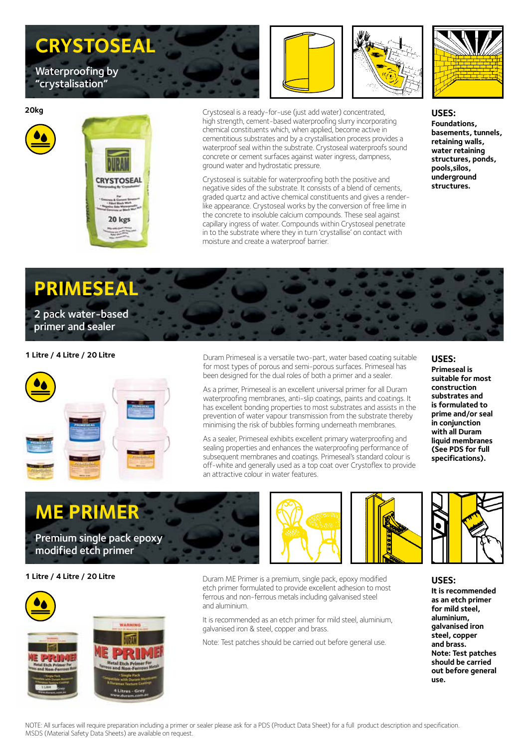## CRYSTOSEAL

Waterproofing by "crystalisation"

**20kg**

Crystoseal is a ready-for-use (just add water) concentrated, high strength, cement-based waterproofing slurry incorporating chemical constituents which, when applied, become active in cementitious substrates and by a crystallisation process provides a waterproof seal within the substrate. Crystoseal waterproofs sound concrete or cement surfaces against water ingress, dampness, ground water and hydrostatic pressure.

Crystoseal is suitable for waterproofing both the positive and negative sides of the substrate. It consists of a blend of cements, graded quartz and active chemical constituents and gives a render-like appearance. Crystoseal works by the conversion of free lime in the concrete to insoluble calcium compounds. These seal against capillary ingress of water. Compounds within Crystoseal penetrate in to the substrate where they in turn 'crystallise' on contact with moisture and create a waterproof barrier.

**USES:**
**Foundations, basements, tunnels, retaining walls, water retaining structures, ponds, pools, silos, underground structures.**

## PRIMESEAL

2 pack water-based primer and sealer

**1 Litre / 4 Litre / 20 Litre**

Duram Primeseal is a versatile two-part, water based coating suitable for most types of porous and semi-porous surfaces. Primeseal has been designed for the dual roles of both a primer and a sealer.

As a primer, Primeseal is an excellent universal primer for all Duram waterproofing membranes, anti-slip coatings, paints and coatings. It has excellent bonding properties to most substrates and assists in the prevention of water vapour transmission from the substrate thereby minimising the risk of bubbles forming underneath membranes.

As a sealer, Primeseal exhibits excellent primary waterproofing and sealing properties and enhances the waterproofing performance of subsequent membranes and coatings. Primeseal's standard colour is off-white and generally used as a top coat over Crystoflex to provide an attractive colour in water features.

**USES:**
**Primeseal is suitable for most construction substrates and is formulated to prime and/or seal in conjunction with all Duram liquid membranes (See PDS for full specifications).**

## ME PRIMER

Premium single pack epoxy modified etch primer

**1 Litre / 4 Litre / 20 Litre**

Duram ME Primer is a premium, single pack, epoxy modified etch primer formulated to provide excellent adhesion to most ferrous and non-ferrous metals including galvanised steel and aluminium.

It is recommended as an etch primer for mild steel, aluminium, galvanised iron & steel, copper and brass.

Note: Test patches should be carried out before general use.

**USES:**
**It is recommended as an etch primer for mild steel, aluminium, galvanised iron steel, copper and brass.**
**Note: Test patches should be carried out before general use.**

NOTE: All surfaces will require preparation including a primer or sealer please ask for a PDS (Product Data Sheet) for a full product description and specification. MSDS (Material Safety Data Sheets) are available on request.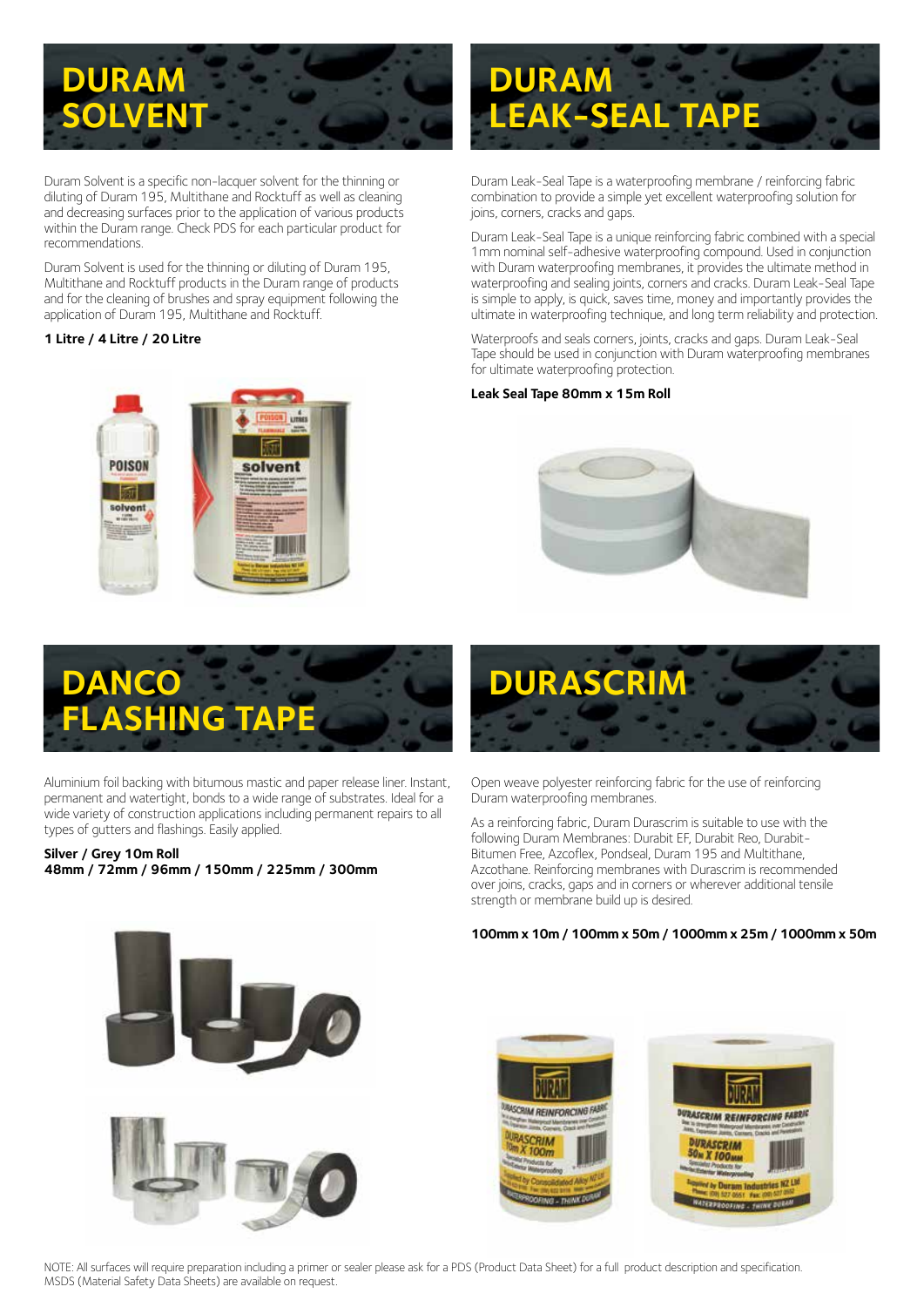# DURAM SOLVENT

Duram Solvent is a specific non-lacquer solvent for the thinning or diluting of Duram 195, Multithane and Rocktuff as well as cleaning and decreasing surfaces prior to the application of various products within the Duram range. Check PDS for each particular product for recommendations.

Duram Solvent is used for the thinning or diluting of Duram 195, Multithane and Rocktuff products in the Duram range of products and for the cleaning of brushes and spray equipment following the application of Duram 195, Multithane and Rocktuff.

**1 Litre / 4 Litre / 20 Litre**

# DURAM LEAK-SEAL TAPE

Duram Leak-Seal Tape is a waterproofing membrane / reinforcing fabric combination to provide a simple yet excellent waterproofing solution for joins, corners, cracks and gaps.

Duram Leak-Seal Tape is a unique reinforcing fabric combined with a special 1mm nominal self-adhesive waterproofing compound. Used in conjunction with Duram waterproofing membranes, it provides the ultimate method in waterproofing and sealing joints, corners and cracks. Duram Leak-Seal Tape is simple to apply, is quick, saves time, money and importantly provides the ultimate in waterproofing technique, and long term reliability and protection.

Waterproofs and seals corners, joints, cracks and gaps. Duram Leak-Seal Tape should be used in conjunction with Duram waterproofing membranes for ultimate waterproofing protection.

**Leak Seal Tape 80mm x 15m Roll**

# DANCO FLASHING TAPE

Aluminium foil backing with bitumous mastic and paper release liner. Instant, permanent and watertight, bonds to a wide range of substrates. Ideal for a wide variety of construction applications including permanent repairs to all types of gutters and flashings. Easily applied.

**Silver / Grey 10m Roll**
**48mm / 72mm / 96mm / 150mm / 225mm / 300mm**

# DURASCRIM

Open weave polyester reinforcing fabric for the use of reinforcing Duram waterproofing membranes.

As a reinforcing fabric, Duram Durascrim is suitable to use with the following Duram Membranes: Durabit EF, Durabit Reo, Durabit-Bitumen Free, Azcoflex, Pondseal, Duram 195 and Multithane, Azcothane. Reinforcing membranes with Durascrim is recommended over joins, cracks, gaps and in corners or wherever additional tensile strength or membrane build up is desired.

**100mm x 10m / 100mm x 50m / 1000mm x 25m / 1000mm x 50m**

NOTE: All surfaces will require preparation including a primer or sealer please ask for a PDS (Product Data Sheet) for a full product description and specification. MSDS (Material Safety Data Sheets) are available on request.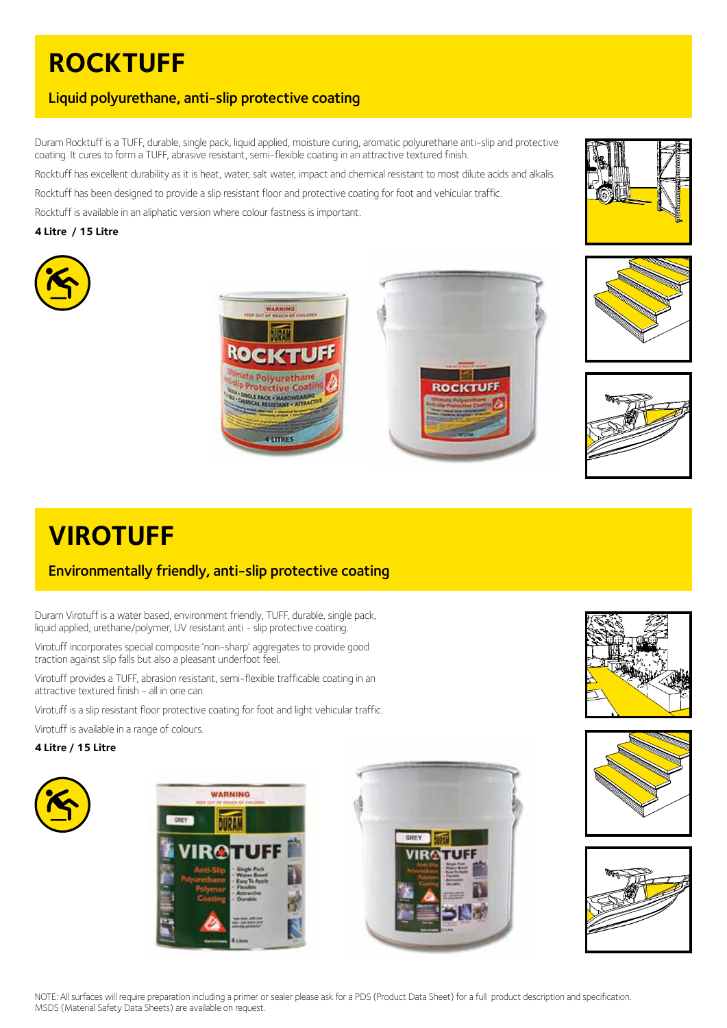# ROCKTUFF

## Liquid polyurethane, anti-slip protective coating

Duram Rocktuff is a TUFF, durable, single pack, liquid applied, moisture curing, aromatic polyurethane anti-slip and protective coating. It cures to form a TUFF, abrasive resistant, semi-flexible coating in an attractive textured finish.

Rocktuff has excellent durability as it is heat, water, salt water, impact and chemical resistant to most dilute acids and alkalis.

Rocktuff has been designed to provide a slip resistant floor and protective coating for foot and vehicular traffic.

Rocktuff is available in an aliphatic version where colour fastness is important.

**4 Litre / 15 Litre**

# VIROTUFF

## Environmentally friendly, anti-slip protective coating

Duram Virotuff is a water based, environment friendly, TUFF, durable, single pack, liquid applied, urethane/polymer, UV resistant anti - slip protective coating.

Virotuff incorporates special composite 'non-sharp' aggregates to provide good traction against slip falls but also a pleasant underfoot feel.

Virotuff provides a TUFF, abrasion resistant, semi-flexible trafficable coating in an attractive textured finish - all in one can.

Virotuff is a slip resistant floor protective coating for foot and light vehicular traffic.

Virotuff is available in a range of colours.

**4 Litre / 15 Litre**

NOTE: All surfaces will require preparation including a primer or sealer please ask for a PDS (Product Data Sheet) for a full product description and specification. MSDS (Material Safety Data Sheets) are available on request.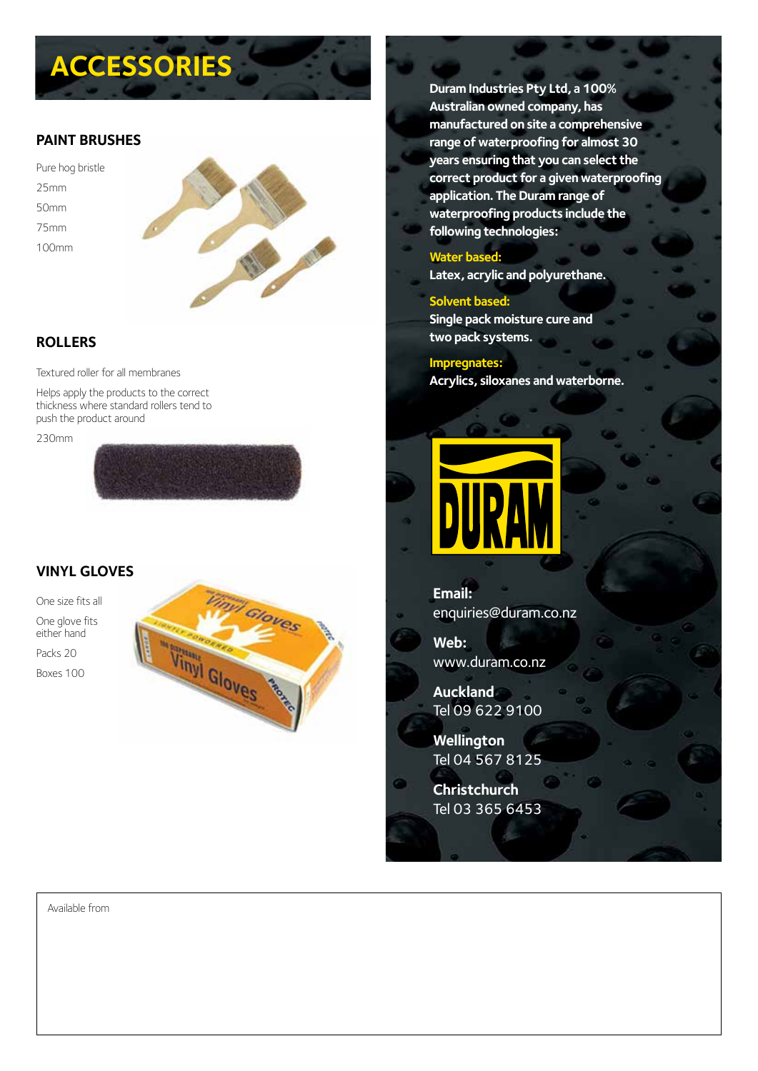# ACCESSORIES

## PAINT BRUSHES

Pure hog bristle

25mm

50mm

75mm

100mm

## ROLLERS

Textured roller for all membranes

Helps apply the products to the correct thickness where standard rollers tend to push the product around

230mm

## VINYL GLOVES

One size fits all

One glove fits either hand

Packs 20

Boxes 100

**Duram Industries Pty Ltd, a 100% Australian owned company, has manufactured on site a comprehensive range of waterproofing for almost 30 years ensuring that you can select the correct product for a given waterproofing application. The Duram range of waterproofing products include the following technologies:**

**Water based:**
**Latex, acrylic and polyurethane.**

**Solvent based:**
**Single pack moisture cure and two pack systems.**

**Impregnates:**
**Acrylics, siloxanes and waterborne.**

DURAM

**Email:**
enquiries@duram.co.nz

**Web:**
www.duram.co.nz

**Auckland**
Tel 09 622 9100

**Wellington**
Tel 04 567 8125

**Christchurch**
Tel 03 365 6453

Available from